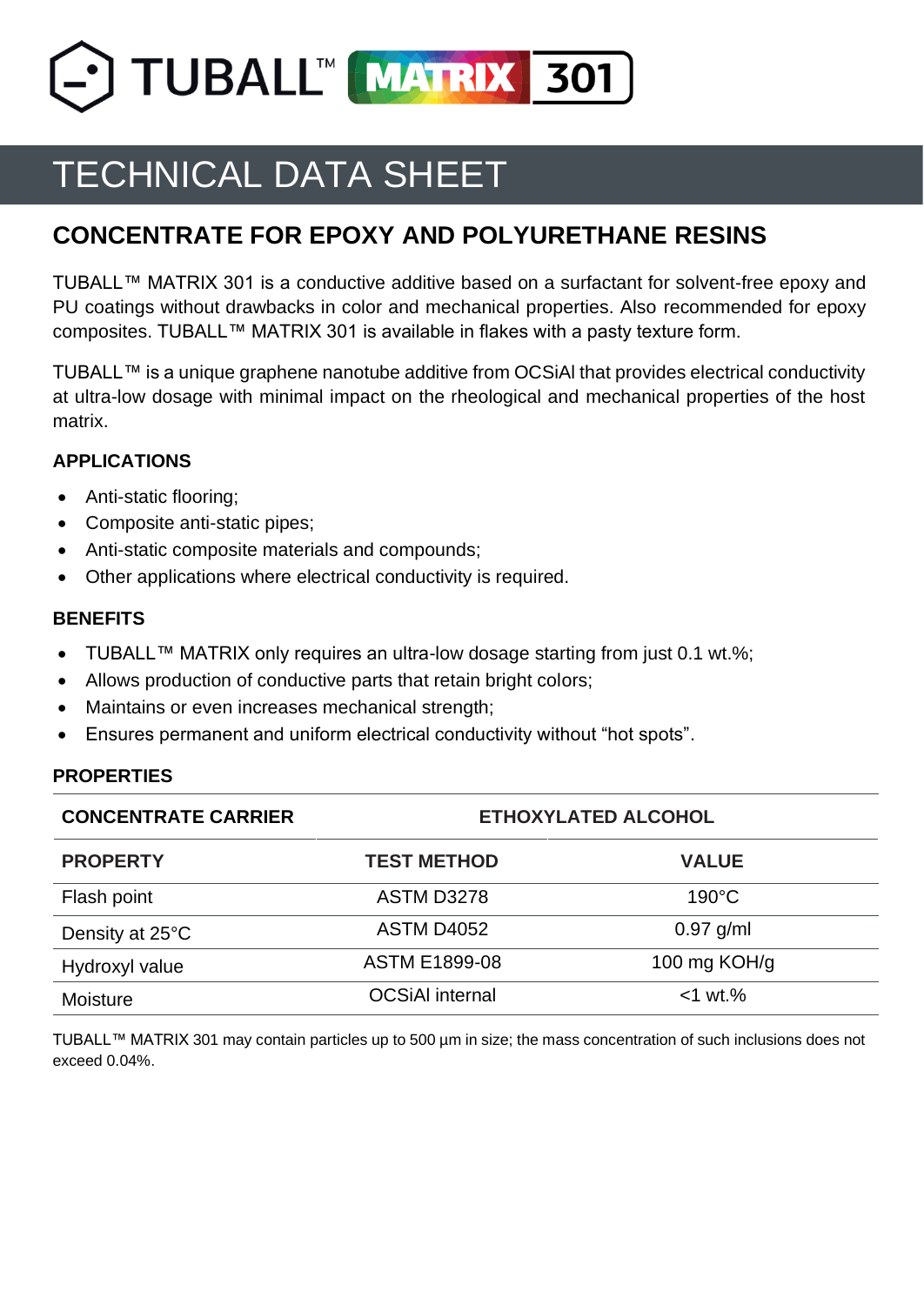# TUBALL™ MATRIX 301

## TECHNICAL DATA SHEET

## CONCENTRATE FOR EPOXY AND POLYURETHANE RESINS

TUBALL™ MATRIX 301 is a conductive additive based on a surfactant for solvent-free epoxy and PU coatings without drawbacks in color and mechanical properties. Also recommended for epoxy composites. TUBALL™ MATRIX 301 is available in flakes with a pasty texture form.

TUBALL™ is a unique graphene nanotube additive from OCSiAl that provides electrical conductivity at ultra-low dosage with minimal impact on the rheological and mechanical properties of the host matrix.

### APPLICATIONS

- Anti-static flooring;
- Composite anti-static pipes;
- Anti-static composite materials and compounds;
- Other applications where electrical conductivity is required.

### BENEFITS

- TUBALL™ MATRIX only requires an ultra-low dosage starting from just 0.1 wt.%;
- Allows production of conductive parts that retain bright colors;
- Maintains or even increases mechanical strength;
- Ensures permanent and uniform electrical conductivity without "hot spots".

### PROPERTIES

| CONCENTRATE CARRIER | ETHOXYLATED ALCOHOL | |
|---|---|---|
| **PROPERTY** | **TEST METHOD** | **VALUE** |
| Flash point | ASTM D3278 | 190°C |
| Density at 25°C | ASTM D4052 | 0.97 g/ml |
| Hydroxyl value | ASTM E1899-08 | 100 mg KOH/g |
| Moisture | OCSiAl internal | <1 wt.% |

TUBALL™ MATRIX 301 may contain particles up to 500 µm in size; the mass concentration of such inclusions does not exceed 0.04%.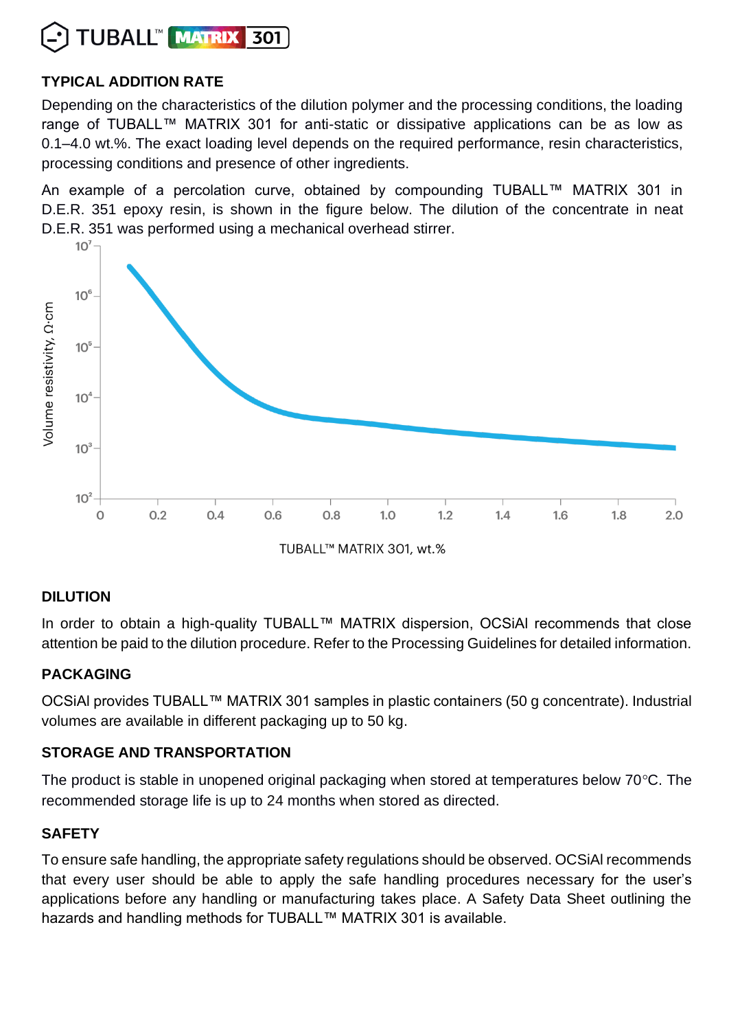## TYPICAL ADDITION RATE

Depending on the characteristics of the dilution polymer and the processing conditions, the loading range of TUBALL™ MATRIX 301 for anti-static or dissipative applications can be as low as 0.1–4.0 wt.%. The exact loading level depends on the required performance, resin characteristics, processing conditions and presence of other ingredients.

An example of a percolation curve, obtained by compounding TUBALL™ MATRIX 301 in D.E.R. 351 epoxy resin, is shown in the figure below. The dilution of the concentrate in neat D.E.R. 351 was performed using a mechanical overhead stirrer.

## DILUTION

In order to obtain a high-quality TUBALL™ MATRIX dispersion, OCSiAl recommends that close attention be paid to the dilution procedure. Refer to the Processing Guidelines for detailed information.

## PACKAGING

OCSiAl provides TUBALL™ MATRIX 301 samples in plastic containers (50 g concentrate). Industrial volumes are available in different packaging up to 50 kg.

## STORAGE AND TRANSPORTATION

The product is stable in unopened original packaging when stored at temperatures below 70°C. The recommended storage life is up to 24 months when stored as directed.

## SAFETY

To ensure safe handling, the appropriate safety regulations should be observed. OCSiAl recommends that every user should be able to apply the safe handling procedures necessary for the user's applications before any handling or manufacturing takes place. A Safety Data Sheet outlining the hazards and handling methods for TUBALL™ MATRIX 301 is available.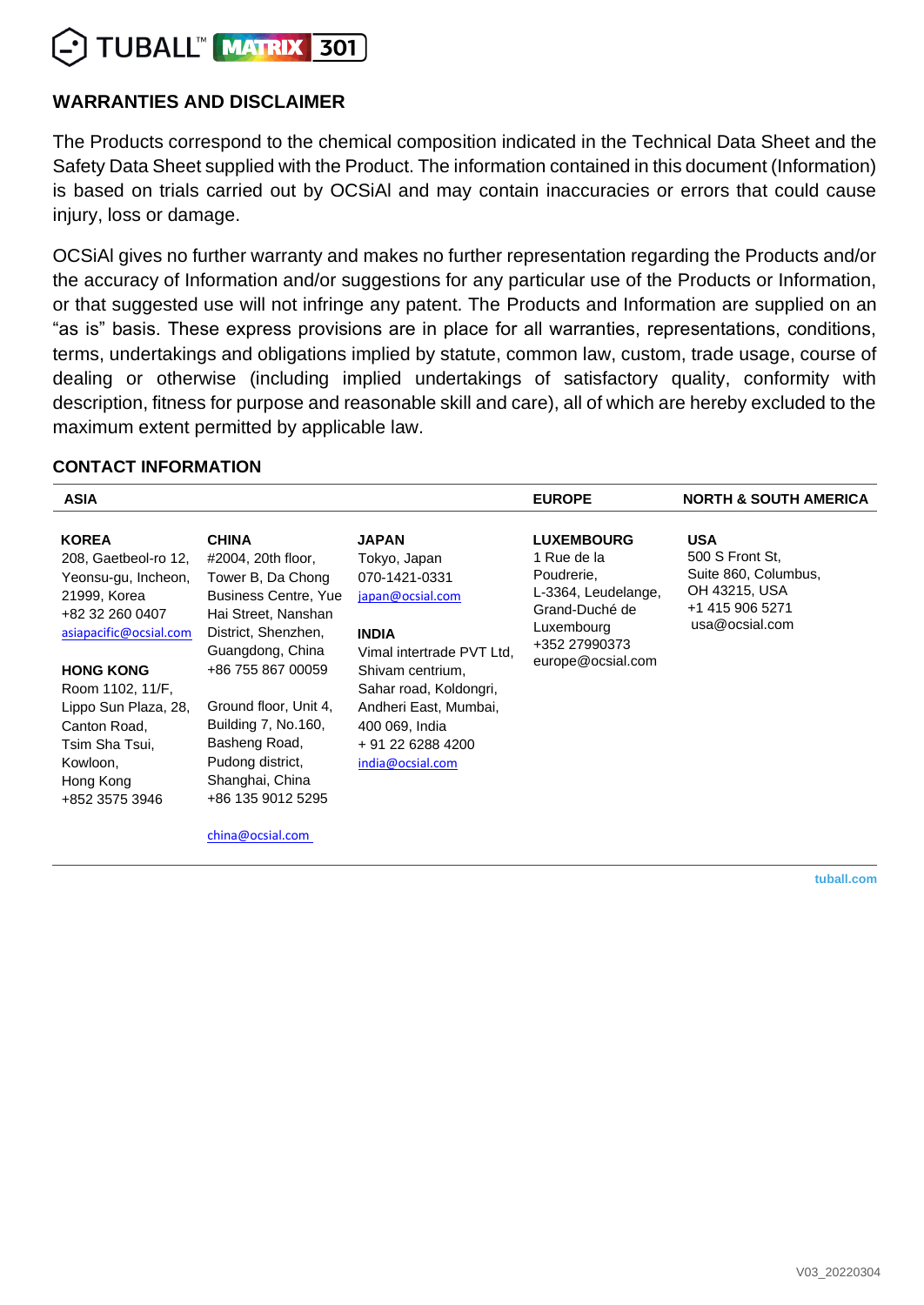# TUBALL™ MATRIX 301

## WARRANTIES AND DISCLAIMER

The Products correspond to the chemical composition indicated in the Technical Data Sheet and the Safety Data Sheet supplied with the Product. The information contained in this document (Information) is based on trials carried out by OCSiAl and may contain inaccuracies or errors that could cause injury, loss or damage.

OCSiAl gives no further warranty and makes no further representation regarding the Products and/or the accuracy of Information and/or suggestions for any particular use of the Products or Information, or that suggested use will not infringe any patent. The Products and Information are supplied on an "as is" basis. These express provisions are in place for all warranties, representations, conditions, terms, undertakings and obligations implied by statute, common law, custom, trade usage, course of dealing or otherwise (including implied undertakings of satisfactory quality, conformity with description, fitness for purpose and reasonable skill and care), all of which are hereby excluded to the maximum extent permitted by applicable law.

## CONTACT INFORMATION

### ASIA

**KOREA**
208, Gaetbeol-ro 12,
Yeonsu-gu, Incheon,
21999, Korea
+82 32 260 0407
asiapacific@ocsial.com

**HONG KONG**
Room 1102, 11/F,
Lippo Sun Plaza, 28,
Canton Road,
Tsim Sha Tsui,
Kowloon,
Hong Kong
+852 3575 3946

**CHINA**
#2004, 20th floor,
Tower B, Da Chong
Business Centre, Yue
Hai Street, Nanshan
District, Shenzhen,
Guangdong, China
+86 755 867 00059

Ground floor, Unit 4,
Building 7, No.160,
Basheng Road,
Pudong district,
Shanghai, China
+86 135 9012 5295

china@ocsial.com

**JAPAN**
Tokyo, Japan
070-1421-0331
japan@ocsial.com

**INDIA**
Vimal intertrade PVT Ltd,
Shivam centrium,
Sahar road, Koldongri,
Andheri East, Mumbai,
400 069, India
+ 91 22 6288 4200
india@ocsial.com

### EUROPE

**LUXEMBOURG**
1 Rue de la
Poudrerie,
L-3364, Leudelange,
Grand-Duché de
Luxembourg
+352 27990373
europe@ocsial.com

### NORTH & SOUTH AMERICA

**USA**
500 S Front St,
Suite 860, Columbus,
OH 43215, USA
+1 415 906 5271
usa@ocsial.com

tuball.com

V03_20220304